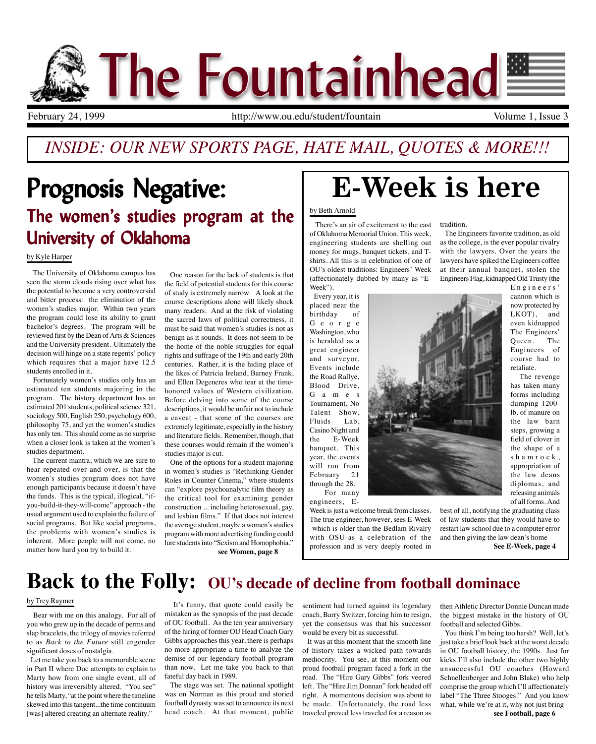# The Fountainhead

February 24, 1999 | http://www.ou.edu/student/fountain | Volume 1, Issue 3

*INSIDE: OUR NEW SPORTS PAGE, HATE MAIL, QUOTES & MORE!!!*

# Prognosis Negative:

## The women's studies program at the University of Oklahoma

by Kyle Harper

The University of Oklahoma campus has seen the storm clouds rising over what has the potential to become a very controversial and bitter process: the elimination of the women's studies major. Within two years the program could lose its ability to grant bachelor's degrees. The program will be reviewed first by the Dean of Arts & Sciences and the University president. Ultimately the decision will hinge on a state regents' policy which requires that a major have 12.5 students enrolled in it.

Fortunately women's studies only has an estimated ten students majoring in the program. The history department has an estimated 201 students, political science 321, sociology 500, English 250, psychology 600, philosophy 75, and yet the women's studies has only ten. This should come as no surprise when a closer look is taken at the women's studies department.

The current mantra, which we are sure to hear repeated over and over, is that the women's studies program does not have enough participants because it doesn't have the funds. This is the typical, illogical, "if-you-build-it-they-will-come" approach - the usual argument used to explain the failure of social programs. But like social programs, the problems with women's studies is inherent. More people will not come, no matter how hard you try to build it.

One reason for the lack of students is that the field of potential students for this course of study is extremely narrow. A look at the course descriptions alone will likely shock many readers. And at the risk of violating the sacred laws of political correctness, it must be said that women's studies is not as benign as it sounds. It does not seem to be the home of the noble struggles for equal rights and suffrage of the 19th and early 20th centuries. Rather, it is the hiding place of the likes of Patricia Ireland, Barney Frank, and Ellen Degeneres who tear at the time-honored values of Western civilization. Before delving into some of the course descriptions, it would be unfair not to include a caveat - that some of the courses are extremely legitimate, especially in the history and literature fields. Remember, though, that these courses would remain if the women's studies major is cut.

One of the options for a student majoring in women's studies is "Rethinking Gender Roles in Counter Cinema," where students can "explore psychoanalytic film theory as the critical tool for examining gender construction ... including heterosexual, gay, and lesbian films." If that does not interest the average student, maybe a women's studies program with more advertising funding could lure students into "Sexism and Homophobia."

**see Women, page 8**

# E-Week is here

by Beth Arnold

There's an air of excitement to the east of Oklahoma Memorial Union. This week, engineering students are shelling out money for mugs, banquet tickets, and T-shirts. All this is in celebration of one of OU's oldest traditions: Engineers' Week (affectionately dubbed by many as "E-Week").

Every year, it is placed near the birthday of George Washington, who is heralded as a great engineer and surveyor. Events include the Road Rallye, Blood Drive, Games Tournament, No Talent Show, Fluids Lab, Casino Night and the E-Week banquet. This year, the events will run from February 21 through the 28.

For many engineers, E-Week is just a welcome break from classes. The true engineer, however, sees E-Week -which is older than the Bedlam Rivalry with OSU-as a celebration of the profession and is very deeply rooted in tradition.

The Engineers favorite tradition, as old as the college, is the ever popular rivalry with the lawyers. Over the years the lawyers have spiked the Engineers coffee at their annual banquet, stolen the Engineers Flag, kidnapped Old Trusty (the Engineers' cannon which is now protected by LKOT), and even kidnapped The Engineers' Queen. The Engineers of course had to retaliate.

The revenge has taken many forms including dumping 1200-lb. of manure on the law barn steps, growing a field of clover in the shape of a shamrock, appropriation of the law deans diplomas, and releasing animals of all forms. And best of all, notifying the graduating class of law students that they would have to restart law school due to a computer error and then giving the law dean's home

**See E-Week, page 4**

# Back to the Folly: OU's decade of decline from football dominace

by Trey Raymer

Bear with me on this analogy. For all of you who grew up in the decade of perms and slap bracelets, the trilogy of movies referred to as *Back to the Future* still engender significant doses of nostalgia.

Let me take you back to a memorable scene in Part II where Doc attempts to explain to Marty how from one single event, all of history was irreversibly altered. "You see" he tells Marty, "at the point where the timeline skewed into this tangent...the time continuum [was] altered creating an alternate reality."

It's funny, that quote could easily be mistaken as the synopsis of the past decade of OU football. As the ten year anniversary of the hiring of former OU Head Coach Gary Gibbs approaches this year, there is perhaps no more appropriate a time to analyze the demise of our legendary football program than now. Let me take you back to that fateful day back in 1989.

The stage was set. The national spotlight was on Norman as this proud and storied football dynasty was set to announce its next head coach. At that moment, public sentiment had turned against its legendary coach, Barry Switzer, forcing him to resign, yet the consensus was that his successor would be every bit as successful.

It was at this moment that the smooth line of history takes a wicked path towards mediocrity. You see, at this moment our proud football program faced a fork in the road. The "Hire Gary Gibbs" fork veered left. The "Hire Jim Donnan" fork headed off right. A momentous decision was about to be made. Unfortunately, the road less traveled proved less traveled for a reason as then Athletic Director Donnie Duncan made the biggest mistake in the history of OU football and selected Gibbs.

You think I'm being too harsh? Well, let's just take a brief look back at the worst decade in OU football history, the 1990s. Just for kicks I'll also include the other two highly unsuccessful OU coaches (Howard Schnellenberger and John Blake) who help comprise the group which I'll affectionately label "The Three Stooges." And you know what, while we're at it, why not just bring

**see Football, page 6**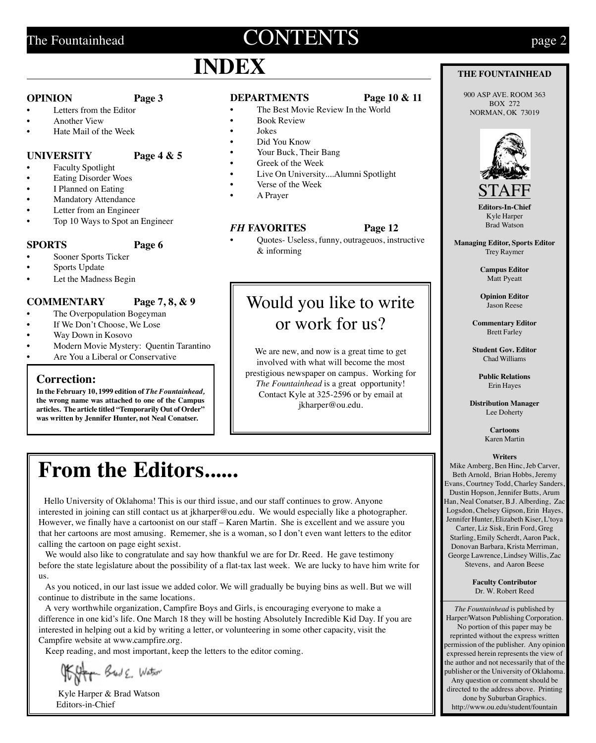# CONTENTS

## INDEX

### OPINION — Page 3

- Letters from the Editor
- Another View
- Hate Mail of the Week

### UNIVERSITY — Page 4 & 5

- Faculty Spotlight
- Eating Disorder Woes
- I Planned on Eating
- Mandatory Attendance
- Letter from an Engineer
- Top 10 Ways to Spot an Engineer

### SPORTS — Page 6

- Sooner Sports Ticker
- Sports Update
- Let the Madness Begin

### COMMENTARY — Page 7, 8, & 9

- The Overpopulation Bogeyman
- If We Don't Choose, We Lose
- Way Down in Kosovo
- Modern Movie Mystery: Quentin Tarantino
- Are You a Liberal or Conservative

### Correction:

**In the February 10, 1999 edition of *The Fountainhead,* the wrong name was attached to one of the Campus articles. The article titled "Temporarily Out of Order" was written by Jennifer Hunter, not Neal Conatser.**

### DEPARTMENTS — Page 10 & 11

- The Best Movie Review In the World
- Book Review
- Jokes
- Did You Know
- Your Buck, Their Bang
- Greek of the Week
- Live On University....Alumni Spotlight
- Verse of the Week
- A Prayer

### *FH* FAVORITES — Page 12

- Quotes- Useless, funny, outrageuos, instructive & informing

## Would you like to write or work for us?

We are new, and now is a great time to get involved with what will become the most prestigious newspaper on campus. Working for *The Fountainhead* is a great opportunity! Contact Kyle at 325-2596 or by email at jkharper@ou.edu.

# From the Editors......

Hello University of Oklahoma! This is our third issue, and our staff continues to grow. Anyone interested in joining can still contact us at jkharper@ou.edu. We would especially like a photographer. However, we finally have a cartoonist on our staff – Karen Martin. She is excellent and we assure you that her cartoons are most amusing. Rememer, she is a woman, so I don't even want letters to the editor calling the cartoon on page eight sexist.

We would also like to congratulate and say how thankful we are for Dr. Reed. He gave testimony before the state legislature about the possibility of a flat-tax last week. We are lucky to have him write for us.

As you noticed, in our last issue we added color. We will gradually be buying bins as well. But we will continue to distribute in the same locations.

A very worthwhile organization, Campfire Boys and Girls, is encouraging everyone to make a difference in one kid's life. One March 18 they will be hosting Absolutely Incredible Kid Day. If you are interested in helping out a kid by writing a letter, or volunteering in some other capacity, visit the Campfire website at www.campfire.org.

Keep reading, and most important, keep the letters to the editor coming.

Kyle Harper & Brad Watson
Editors-in-Chief

---

**THE FOUNTAINHEAD**

900 ASP AVE. ROOM 363
BOX 272
NORMAN, OK 73019

## STAFF

**Editors-In-Chief**
Kyle Harper
Brad Watson

**Managing Editor, Sports Editor**
Trey Raymer

**Campus Editor**
Matt Pyeatt

**Opinion Editor**
Jason Reese

**Commentary Editor**
Brett Farley

**Student Gov. Editor**
Chad Williams

**Public Relations**
Erin Hayes

**Distribution Manager**
Lee Doherty

**Cartoons**
Karen Martin

**Writers**
Mike Amberg, Ben Hinc, Jeb Carver, Beth Arnold, Brian Hobbs, Jeremy Evans, Courtney Todd, Charley Sanders, Dustin Hopson, Jennifer Butts, Arum Han, Neal Conatser, B.J. Alberding, Zac Logsdon, Chelsey Gipson, Erin Hayes, Jennifer Hunter, Elizabeth Kiser, L'toya Carter, Liz Sisk, Erin Ford, Greg Starling, Emily Scherdt, Aaron Pack, Donovan Barbara, Krista Merriman, George Lawrence, Lindsey Willis, Zac Stevens, and Aaron Beese

**Faculty Contributor**
Dr. W. Robert Reed

*The Fountainhead* is published by Harper/Watson Publishing Corporation. No portion of this paper may be reprinted without the express written permission of the publisher. Any opinion expressed herein represents the view of the author and not necessarily that of the publisher or the University of Oklahoma. Any question or comment should be directed to the address above. Printing done by Suburban Graphics.
http://www.ou.edu/student/fountain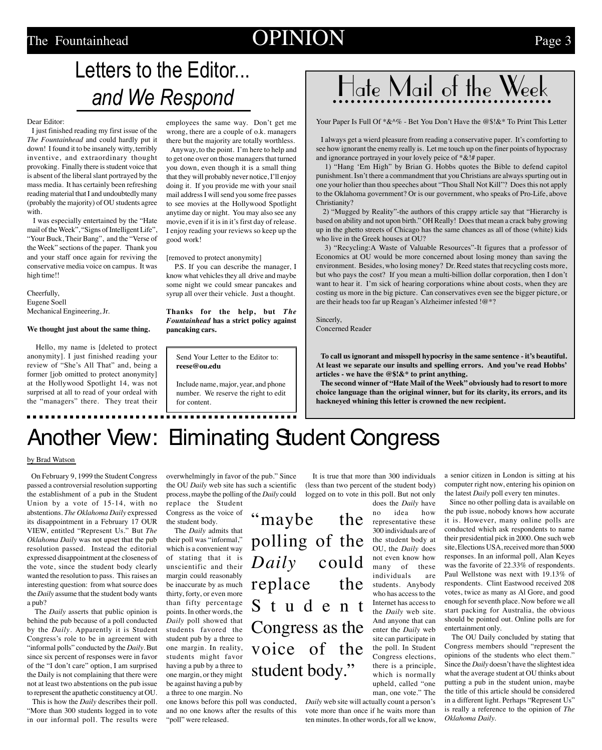# Letters to the Editor... *and We Respond*

Dear Editor:

I just finished reading my first issue of the *The Fountainhead* and could hardly put it down! I found it to be insanely witty, terribly inventive, and extraordinary thought provoking. Finally there is student voice that is absent of the liberal slant portrayed by the mass media. It has certainly been refreshing reading material that I and undoubtedly many (probably the majority) of OU students agree with.

I was especially entertained by the "Hate mail of the Week", "Signs of Intelligent Life", "Your Buck, Their Bang", and the "Verse of the Week" sections of the paper. Thank you and your staff once again for reviving the conservative media voice on campus. It was high time!!

Cheerfully,
Eugene Soell
Mechanical Engineering, Jr.

**We thought just about the same thing.**

Hello, my name is [deleted to protect anonymity]. I just finished reading your review of "She's All That" and, being a former [job omitted to protect anonymity] at the Hollywood Spotlight 14, was not surprised at all to read of your ordeal with the "managers" there. They treat their employees the same way. Don't get me wrong, there are a couple of o.k. managers there but the majority are totally worthless.

Anyway, to the point. I'm here to help and to get one over on those managers that turned you down, even though it is a small thing that they will probably never notice, I'll enjoy doing it. If you provide me with your snail mail address I will send you some free passes to see movies at the Hollywood Spotlight anytime day or night. You may also see any movie, even if it is in it's first day of release. I enjoy reading your reviews so keep up the good work!

[removed to protect anonymity]

P.S. If you can describe the manager, I know what vehicles they all drive and maybe some night we could smear pancakes and syrup all over their vehicle. Just a thought.

**Thanks for the help, but *The Fountainhead* has a strict policy against pancaking cars.**

> Send Your Letter to the Editor to: **reese@ou.edu**
>
> Include name, major, year, and phone number. We reserve the right to edit for content.

# Hate Mail of the Week

Your Paper Is Full Of *&^% - Bet You Don't Have the @$!&* To Print This Letter

I always get a wierd pleasure from reading a conservative paper. It's comforting to see how ignorant the enemy really is. Let me touch up on the finer points of hypocrasy and ignorance portrayed in your lovely peice of *&!# paper.

1) "Hang 'Em High" by Brian G. Hobbs quotes the Bible to defend capitol punishment. Isn't there a commandment that you Christians are always spurting out in one your holier than thou speeches about "Thou Shall Not Kill"? Does this not apply to the Oklahoma government? Or is our government, who speaks of Pro-Life, above Christianity?

2) "Mugged by Reality"-the authors of this crappy article say that "Hierarchy is based on ability and not upon birth." OH Really! Does that mean a crack baby growing up in the ghetto streets of Chicago has the same chances as all of those (white) kids who live in the Greek houses at OU?

3) "Recycling:A Waste of Valuable Resources"-It figures that a professor of Economics at OU would be more concerned about losing money than saving the environment. Besides, who losing money? Dr. Reed states that recycling costs more, but who pays the cost? If you mean a multi-billion dollar corporation, then I don't want to hear it. I'm sick of hearing corporations whine about costs, when they are costing us more in the big picture. Can conservatives even see the bigger picture, or are their heads too far up Reagan's Alzheimer infested !@*?

Sincerly,
Concerned Reader

**To call us ignorant and misspell hypocrisy in the same sentence - it's beautiful. At least we separate our insults and spelling errors. And you've read Hobbs' articles - we have the @$!&* to print anything.**

**The second winner of "Hate Mail of the Week" obviously had to resort to more choice language than the original winner, but for its clarity, its errors, and its hackneyed whining this letter is crowned the new recipient.**

# Another View: Eliminating Student Congress

by Brad Watson

On February 9, 1999 the Student Congress passed a controversial resolution supporting the establishment of a pub in the Student Union by a vote of 15-14, with no abstentions. *The Oklahoma Daily* expressed its disappointment in a February 17 OUR VIEW, entitled "Represent Us." But *The Oklahoma Daily* was not upset that the pub resolution passed. Instead the editorial expressed disappointment at the closeness of the vote, since the student body clearly wanted the resolution to pass. This raises an interesting question: from what source does the *Daily* assume that the student body wants a pub?

The *Daily* asserts that public opinion is behind the pub because of a poll conducted by the *Daily*. Apparently it is Student Congress's role to be in agreement with "informal polls" conducted by the *Daily*. But since six percent of responses were in favor of the "I don't care" option, I am surprised the Daily is not complaining that there were not at least two abstentions on the pub issue to represent the apathetic constituency at OU.

This is how the *Daily* describes their poll. "More than 300 students logged in to vote in our informal poll. The results were overwhelmingly in favor of the pub." Since the OU *Daily* web site has such a scientific process, maybe the polling of the *Daily* could replace the Student Congress as the voice of the student body.

> "maybe the polling of the *Daily* could replace the Student Congress as the voice of the student body."

The *Daily* admits that their poll was "informal," which is a convenient way of stating that it is unscientific and their margin could reasonably be inaccurate by as much thirty, forty, or even more than fifty percentage points. In other words, the *Daily* poll showed that students favored the student pub by a three to one margin. In reality, students might favor having a pub by a three to one margin, or they might be against having a pub by a three to one margin. No one knows before this poll was conducted, and no one knows after the results of this "poll" were released.

It is true that more than 300 individuals (less than two percent of the student body) logged on to vote in this poll. But not only does the *Daily* have no idea how representative these 300 individuals are of the student body at OU, the *Daily* does not even know how many of these individuals are students. Anybody who has access to the Internet has access to the *Daily* web site. And anyone that can enter the *Daily* web site can participate in the poll. In Student Congress elections, there is a principle, which is normally upheld, called "one man, one vote." The *Daily* web site will actually count a person's vote more than once if he waits more than ten minutes. In other words, for all we know, a senior citizen in London is sitting at his computer right now, entering his opinion on the latest *Daily* poll every ten minutes.

Since no other polling data is available on the pub issue, nobody knows how accurate it is. However, many online polls are conducted which ask respondents to name their presidential pick in 2000. One such web site, Elections USA, received more than 5000 responses. In an informal poll, Alan Keyes was the favorite of 22.33% of respondents. Paul Wellstone was next with 19.13% of respondents. Clint Eastwood received 208 votes, twice as many as Al Gore, and good enough for seventh place. Now before we all start packing for Australia, the obvious should be pointed out. Online polls are for entertainment only.

The OU Daily concluded by stating that Congress members should "represent the opinions of the students who elect them." Since the *Daily* doesn't have the slightest idea what the average student at OU thinks about putting a pub in the student union, maybe the title of this article should be considered in a different light. Perhaps "Represent Us" is really a reference to the opinion of *The Oklahoma Daily*.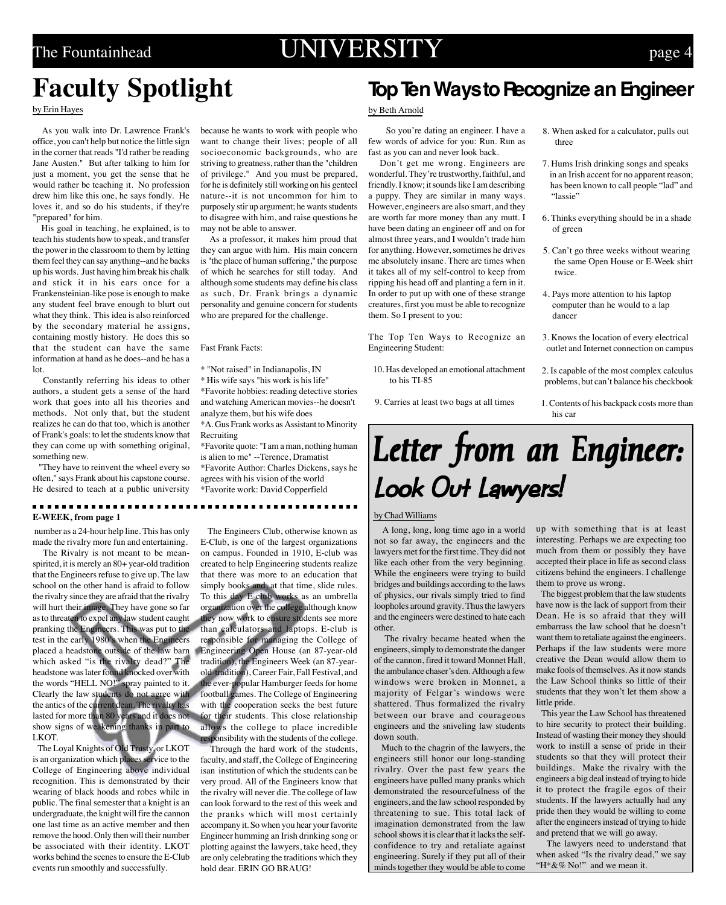## Faculty Spotlight

by Erin Hayes

As you walk into Dr. Lawrence Frank's office, you can't help but notice the little sign in the corner that reads "I'd rather be reading Jane Austen." But after talking to him for just a moment, you get the sense that he would rather be teaching it. No profession drew him like this one, he says fondly. He loves it, and so do his students, if they're "prepared" for him.

His goal in teaching, he explained, is to teach his students how to speak, and transfer the power in the classroom to them by letting them feel they can say anything--and he backs up his words. Just having him break his chalk and stick it in his ears once for a Frankensteinian-like pose is enough to make any student feel brave enough to blurt out what they think. This idea is also reinforced by the secondary material he assigns, containing mostly history. He does this so that the student can have the same information at hand as he does--and he has a lot.

Constantly referring his ideas to other authors, a student gets a sense of the hard work that goes into all his theories and methods. Not only that, but the student realizes he can do that too, which is another of Frank's goals: to let the students know that they can come up with something original, something new.

"They have to reinvent the wheel every so often," says Frank about his capstone course. He desired to teach at a public university because he wants to work with people who want to change their lives; people of all socioeconomic backgrounds, who are striving to greatness, rather than the "children of privilege." And you must be prepared, for he is definitely still working on his genteel nature--it is not uncommon for him to purposely stir up argument; he wants students to disagree with him, and raise questions he may not be able to answer.

As a professor, it makes him proud that they can argue with him. His main concern is "the place of human suffering," the purpose of which he searches for still today. And although some students may define his class as such, Dr. Frank brings a dynamic personality and genuine concern for students who are prepared for the challenge.

Fast Frank Facts:

* "Not raised" in Indianapolis, IN
* His wife says "his work is his life"
*Favorite hobbies: reading detective stories and watching American movies--he doesn't analyze them, but his wife does
*A. Gus Frank works as Assistant to Minority Recruiting
*Favorite quote: "I am a man, nothing human is alien to me" --Terence, Dramatist
*Favorite Author: Charles Dickens, says he agrees with his vision of the world
*Favorite work: David Copperfield

## Top Ten Ways to Recognize an Engineer

by Beth Arnold

So you're dating an engineer. I have a few words of advice for you: Run. Run as fast as you can and never look back.

Don't get me wrong. Engineers are wonderful. They're trustworthy, faithful, and friendly. I know; it sounds like I am describing a puppy. They are similar in many ways. However, engineers are also smart, and they are worth far more money than any mutt. I have been dating an engineer off and on for almost three years, and I wouldn't trade him for anything. However, sometimes he drives me absolutely insane. There are times when it takes all of my self-control to keep from ripping his head off and planting a fern in it. In order to put up with one of these strange creatures, first you must be able to recognize them. So I present to you:

The Top Ten Ways to Recognize an Engineering Student:

10. Has developed an emotional attachment to his TI-85
9. Carries at least two bags at all times
8. When asked for a calculator, pulls out three
7. Hums Irish drinking songs and speaks in an Irish accent for no apparent reason; has been known to call people "lad" and "lassie"
6. Thinks everything should be in a shade of green
5. Can't go three weeks without wearing the same Open House or E-Week shirt twice.
4. Pays more attention to his laptop computer than he would to a lap dancer
3. Knows the location of every electrical outlet and Internet connection on campus
2. Is capable of the most complex calculus problems, but can't balance his checkbook
1. Contents of his backpack costs more than his car

### E-WEEK, from page 1

number as a 24-hour help line. This has only made the rivalry more fun and entertaining.

The Rivalry is not meant to be mean-spirited, it is merely an 80+ year-old tradition that the Engineers refuse to give up. The law school on the other hand is afraid to follow the rivalry since they are afraid that the rivalry will hurt their image. They have gone so far as to threaten to expel any law student caught pranking the Engineers. This was put to the test in the early 1980's when the Engineers placed a headstone outside of the law barn which asked "is the rivalry dead?" The headstone was later found knocked over with the words "HELL NO!" spray painted to it. Clearly the law students do not agree with the antics of the current dean. The rivalry has lasted for more than 80 years and it does not show signs of weakening thanks in part to LKOT.

The Loyal Knights of Old Trusty, or LKOT is an organization which places service to the College of Engineering above individual recognition. This is demonstrated by their wearing of black hoods and robes while in public. The final semester that a knight is an undergraduate, the knight will fire the cannon one last time as an active member and then remove the hood. Only then will their number be associated with their identity. LKOT works behind the scenes to ensure the E-Club events run smoothly and successfully.

The Engineers Club, otherwise known as E-Club, is one of the largest organizations on campus. Founded in 1910, E-club was created to help Engineering students realize that there was more to an education that simply books and, at that time, slide rules. To this day E-club works as an umbrella organization over the college although know they now work to ensure students see more than calculators and laptops. E-club is responsible for managing the College of Engineering Open House (an 87-year-old tradition), the Engineers Week (an 87-year-old-tradition), Career Fair, Fall Festival, and the ever-popular Hamburger feeds for home football games. The College of Engineering with the cooperation seeks the best future for their students. This close relationship allows the college to place incredible responsibility with the students of the college.

Through the hard work of the students, faculty, and staff, the College of Engineering isan institution of which the students can be very proud. All of the Engineers know that the rivalry will never die. The college of law can look forward to the rest of this week and the pranks which will most certainly accompany it. So when you hear your favorite Engineer humming an Irish drinking song or plotting against the lawyers, take heed, they are only celebrating the traditions which they hold dear. ERIN GO BRAUG!

## *Letter from an Engineer: Look Out Lawyers!*

by Chad Williams

A long, long, long time ago in a world not so far away, the engineers and the lawyers met for the first time. They did not like each other from the very beginning. While the engineers were trying to build bridges and buildings according to the laws of physics, our rivals simply tried to find loopholes around gravity. Thus the lawyers and the engineers were destined to hate each other.

The rivalry became heated when the engineers, simply to demonstrate the danger of the cannon, fired it toward Monnet Hall, the ambulance chaser's den. Although a few windows were broken in Monnet, a majority of Felgar's windows were shattered. Thus formalized the rivalry between our brave and courageous engineers and the sniveling law students down south.

Much to the chagrin of the lawyers, the engineers still honor our long-standing rivalry. Over the past few years the engineers have pulled many pranks which demonstrated the resourcefulness of the engineers, and the law school responded by threatening to sue. This total lack of imagination demonstrated from the law school shows it is clear that it lacks the self-confidence to try and retaliate against engineering. Surely if they put all of their minds together they would be able to come up with something that is at least interesting. Perhaps we are expecting too much from them or possibly they have accepted their place in life as second class citizens behind the engineers. I challenge them to prove us wrong.

The biggest problem that the law students have now is the lack of support from their Dean. He is so afraid that they will embarrass the law school that he doesn't want them to retaliate against the engineers. Perhaps if the law students were more creative the Dean would allow them to make fools of themselves. As it now stands the Law School thinks so little of their students that they won't let them show a little pride.

This year the Law School has threatened to hire security to protect their building. Instead of wasting their money they should work to instill a sense of pride in their students so that they will protect their buildings. Make the rivalry with the engineers a big deal instead of trying to hide it to protect the fragile egos of their students. If the lawyers actually had any pride then they would be willing to come after the engineers instead of trying to hide and pretend that we will go away.

The lawyers need to understand that when asked "Is the rivalry dead," we say "H*&% No!" and we mean it.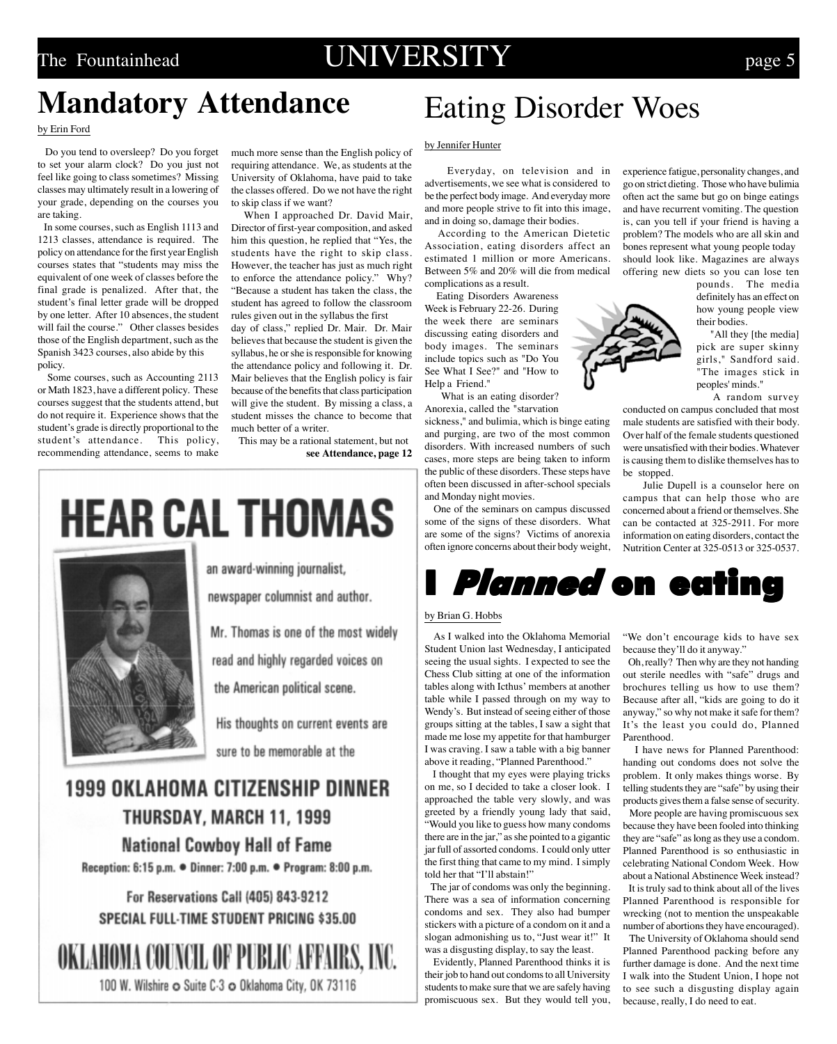# Mandatory Attendance

by Erin Ford

Do you tend to oversleep? Do you forget to set your alarm clock? Do you just not feel like going to class sometimes? Missing classes may ultimately result in a lowering of your grade, depending on the courses you are taking.

In some courses, such as English 1113 and 1213 classes, attendance is required. The policy on attendance for the first year English courses states that "students may miss the equivalent of one week of classes before the final grade is penalized. After that, the student's final letter grade will be dropped by one letter. After 10 absences, the student will fail the course." Other classes besides those of the English department, such as the Spanish 3423 courses, also abide by this policy.

Some courses, such as Accounting 2113 or Math 1823, have a different policy. These courses suggest that the students attend, but do not require it. Experience shows that the student's grade is directly proportional to the student's attendance. This policy, recommending attendance, seems to make much more sense than the English policy of requiring attendance. We, as students at the University of Oklahoma, have paid to take the classes offered. Do we not have the right to skip class if we want?

When I approached Dr. David Mair, Director of first-year composition, and asked him this question, he replied that "Yes, the students have the right to skip class. However, the teacher has just as much right to enforce the attendance policy." Why? "Because a student has taken the class, the student has agreed to follow the classroom rules given out in the syllabus the first day of class," replied Dr. Mair. Dr. Mair believes that because the student is given the syllabus, he or she is responsible for knowing the attendance policy and following it. Dr. Mair believes that the English policy is fair because of the benefits that class participation will give the student. By missing a class, a student misses the chance to become that much better of a writer.

This may be a rational statement, but not

**see Attendance, page 12**

# HEAR CAL THOMAS

an award-winning journalist, newspaper columnist and author.

Mr. Thomas is one of the most widely read and highly regarded voices on the American political scene.

His thoughts on current events are sure to be memorable at the

**1999 OKLAHOMA CITIZENSHIP DINNER**

**THURSDAY, MARCH 11, 1999**

**National Cowboy Hall of Fame**

Reception: 6:15 p.m. • Dinner: 7:00 p.m. • Program: 8:00 p.m.

For Reservations Call (405) 843-9212

SPECIAL FULL-TIME STUDENT PRICING $35.00

**OKLAHOMA COUNCIL OF PUBLIC AFFAIRS, INC.**

100 W. Wilshire • Suite C-3 • Oklahoma City, OK 73116

# Eating Disorder Woes

by Jennifer Hunter

Everyday, on television and in advertisements, we see what is considered to be the perfect body image. And everyday more and more people strive to fit into this image, and in doing so, damage their bodies.

According to the American Dietetic Association, eating disorders affect an estimated 1 million or more Americans. Between 5% and 20% will die from medical complications as a result.

Eating Disorders Awareness Week is February 22-26. During the week there are seminars discussing eating disorders and body images. The seminars include topics such as "Do You See What I See?" and "How to Help a Friend."

What is an eating disorder? Anorexia, called the "starvation sickness," and bulimia, which is binge eating and purging, are two of the most common disorders. With increased numbers of such cases, more steps are being taken to inform the public of these disorders. These steps have often been discussed in after-school specials and Monday night movies.

One of the seminars on campus discussed some of the signs of these disorders. What are some of the signs? Victims of anorexia often ignore concerns about their body weight, experience fatigue, personality changes, and go on strict dieting. Those who have bulimia often act the same but go on binge eatings and have recurrent vomiting. The question is, can you tell if your friend is having a problem? The models who are all skin and bones represent what young people today should look like. Magazines are always offering new diets so you can lose ten pounds. The media definitely has an effect on how young people view their bodies.

"All they [the media] pick are super skinny girls," Sandford said. "The images stick in peoples' minds."

A random survey conducted on campus concluded that most male students are satisfied with their body. Over half of the female students questioned were unsatisfied with their bodies. Whatever is causing them to dislike themselves has to be stopped.

Julie Dupell is a counselor here on campus that can help those who are concerned about a friend or themselves. She can be contacted at 325-2911. For more information on eating disorders, contact the Nutrition Center at 325-0513 or 325-0537.

# I *Planned* on eating

by Brian G. Hobbs

As I walked into the Oklahoma Memorial Student Union last Wednesday, I anticipated seeing the usual sights. I expected to see the Chess Club sitting at one of the information tables along with Icthus' members at another table while I passed through on my way to Wendy's. But instead of seeing either of those groups sitting at the tables, I saw a sight that made me lose my appetite for that hamburger I was craving. I saw a table with a big banner above it reading, "Planned Parenthood."

I thought that my eyes were playing tricks on me, so I decided to take a closer look. I approached the table very slowly, and was greeted by a friendly young lady that said, "Would you like to guess how many condoms there are in the jar," as she pointed to a gigantic jar full of assorted condoms. I could only utter the first thing that came to my mind. I simply told her that "I'll abstain!"

The jar of condoms was only the beginning. There was a sea of information concerning condoms and sex. They also had bumper stickers with a picture of a condom on it and a slogan admonishing us to, "Just wear it!" It was a disgusting display, to say the least.

Evidently, Planned Parenthood thinks it is their job to hand out condoms to all University students to make sure that we are safely having promiscuous sex. But they would tell you, "We don't encourage kids to have sex because they'll do it anyway."

Oh, really? Then why are they not handing out sterile needles with "safe" drugs and brochures telling us how to use them? Because after all, "kids are going to do it anyway," so why not make it safe for them? It's the least you could do, Planned Parenthood.

I have news for Planned Parenthood: handing out condoms does not solve the problem. It only makes things worse. By telling students they are "safe" by using their products gives them a false sense of security.

More people are having promiscuous sex because they have been fooled into thinking they are "safe" as long as they use a condom. Planned Parenthood is so enthusiastic in celebrating National Condom Week. How about a National Abstinence Week instead?

It is truly sad to think about all of the lives Planned Parenthood is responsible for wrecking (not to mention the unspeakable number of abortions they have encouraged).

The University of Oklahoma should send Planned Parenthood packing before any further damage is done. And the next time I walk into the Student Union, I hope not to see such a disgusting display again because, really, I do need to eat.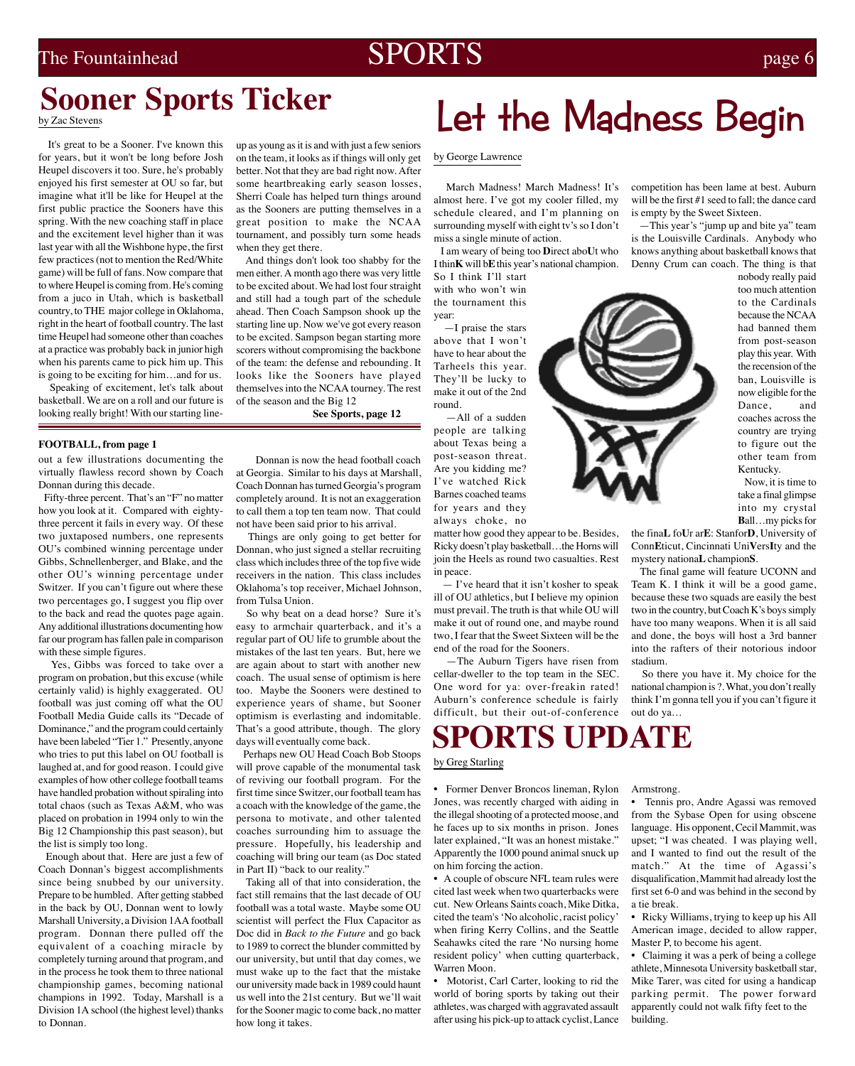# Sooner Sports Ticker

by Zac Stevens

It's great to be a Sooner. I've known this for years, but it won't be long before Josh Heupel discovers it too. Sure, he's probably enjoyed his first semester at OU so far, but imagine what it'll be like for Heupel at the first public practice the Sooners have this spring. With the new coaching staff in place and the excitement level higher than it was last year with all the Wishbone hype, the first few practices (not to mention the Red/White game) will be full of fans. Now compare that to where Heupel is coming from. He's coming from a juco in Utah, which is basketball country, to THE major college in Oklahoma, right in the heart of football country. The last time Heupel had someone other than coaches at a practice was probably back in junior high when his parents came to pick him up. This is going to be exciting for him…and for us.

Speaking of excitement, let's talk about basketball. We are on a roll and our future is looking really bright! With our starting line-up as young as it is and with just a few seniors on the team, it looks as if things will only get better. Not that they are bad right now. After some heartbreaking early season losses, Sherri Coale has helped turn things around as the Sooners are putting themselves in a great position to make the NCAA tournament, and possibly turn some heads when they get there.

And things don't look too shabby for the men either. A month ago there was very little to be excited about. We had lost four straight and still had a tough part of the schedule ahead. Then Coach Sampson shook up the starting line up. Now we've got every reason to be excited. Sampson began starting more scorers without compromising the backbone of the team: the defense and rebounding. It looks like the Sooners have played themselves into the NCAA tourney. The rest of the season and the Big 12

**See Sports, page 12**

**FOOTBALL, from page 1**

out a few illustrations documenting the virtually flawless record shown by Coach Donnan during this decade.

Fifty-three percent. That's an "F" no matter how you look at it. Compared with eighty-three percent it fails in every way. Of these two juxtaposed numbers, one represents OU's combined winning percentage under Gibbs, Schnellenberger, and Blake, and the other OU's winning percentage under Switzer. If you can't figure out where these two percentages go, I suggest you flip over to the back and read the quotes page again. Any additional illustrations documenting how far our program has fallen pale in comparison with these simple figures.

Yes, Gibbs was forced to take over a program on probation, but this excuse (while certainly valid) is highly exaggerated. OU football was just coming off what the OU Football Media Guide calls its "Decade of Dominance," and the program could certainly have been labeled "Tier 1." Presently, anyone who tries to put this label on OU football is laughed at, and for good reason. I could give examples of how other college football teams have handled probation without spiraling into total chaos (such as Texas A&M, who was placed on probation in 1994 only to win the Big 12 Championship this past season), but the list is simply too long.

Enough about that. Here are just a few of Coach Donnan's biggest accomplishments since being snubbed by our university. Prepare to be humbled. After getting stabbed in the back by OU, Donnan went to lowly Marshall University, a Division 1AA football program. Donnan there pulled off the equivalent of a coaching miracle by completely turning around that program, and in the process he took them to three national championship games, becoming national champions in 1992. Today, Marshall is a Division 1A school (the highest level) thanks to Donnan.

Donnan is now the head football coach at Georgia. Similar to his days at Marshall, Coach Donnan has turned Georgia's program completely around. It is not an exaggeration to call them a top ten team now. That could not have been said prior to his arrival.

Things are only going to get better for Donnan, who just signed a stellar recruiting class which includes three of the top five wide receivers in the nation. This class includes Oklahoma's top receiver, Michael Johnson, from Tulsa Union.

So why beat on a dead horse? Sure it's easy to armchair quarterback, and it's a regular part of OU life to grumble about the mistakes of the last ten years. But, here we are again about to start with another new coach. The usual sense of optimism is here too. Maybe the Sooners were destined to experience years of shame, but Sooner optimism is everlasting and indomitable. That's a good attribute, though. The glory days will eventually come back.

Perhaps new OU Head Coach Bob Stoops will prove capable of the monumental task of reviving our football program. For the first time since Switzer, our football team has a coach with the knowledge of the game, the persona to motivate, and other talented coaches surrounding him to assuage the pressure. Hopefully, his leadership and coaching will bring our team (as Doc stated in Part II) "back to our reality."

Taking all of that into consideration, the fact still remains that the last decade of OU football was a total waste. Maybe some OU scientist will perfect the Flux Capacitor as Doc did in *Back to the Future* and go back to 1989 to correct the blunder committed by our university, but until that day comes, we must wake up to the fact that the mistake our university made back in 1989 could haunt us well into the 21st century. But we'll wait for the Sooner magic to come back, no matter how long it takes.

# Let the Madness Begin

by George Lawrence

March Madness! March Madness! It's almost here. I've got my cooler filled, my schedule cleared, and I'm planning on surrounding myself with eight tv's so I don't miss a single minute of action.

I am weary of being too **D**irect abo**U**t who I thin**K** will b**E** this year's national champion. So I think I'll start with who won't win the tournament this year:

—I praise the stars above that I won't have to hear about the Tarheels this year. They'll be lucky to make it out of the 2nd round.

—All of a sudden people are talking about Texas being a post-season threat. Are you kidding me? I've watched Rick Barnes coached teams for years and they always choke, no matter how good they appear to be. Besides, Ricky doesn't play basketball…the Horns will join the Heels as round two casualties. Rest in peace.

— I've heard that it isn't kosher to speak ill of OU athletics, but I believe my opinion must prevail. The truth is that while OU will make it out of round one, and maybe round two, I fear that the Sweet Sixteen will be the end of the road for the Sooners.

—The Auburn Tigers have risen from cellar-dweller to the top team in the SEC. One word for ya: over-freakin rated! Auburn's conference schedule is fairly difficult, but their out-of-conference competition has been lame at best. Auburn will be the first #1 seed to fall; the dance card is empty by the Sweet Sixteen.

—This year's "jump up and bite ya" team is the Louisville Cardinals. Anybody who knows anything about basketball knows that Denny Crum can coach. The thing is that nobody really paid too much attention to the Cardinals because the NCAA had banned them from post-season play this year. With the recension of the ban, Louisville is now eligible for the Dance, and coaches across the country are trying to figure out the other team from Kentucky.

Now, it is time to take a final glimpse into my crystal **B**all…my picks for the fina**L** fo**U**r ar**E**: Stanfor**D**, University of Conn**E**ticut, Cincinnati Uni**V**ers**I**ty and the mystery nationa**L** champion**S**.

The final game will feature UCONN and Team K. I think it will be a good game, because these two squads are easily the best two in the country, but Coach K's boys simply have too many weapons. When it is all said and done, the boys will host a 3rd banner into the rafters of their notorious indoor stadium.

So there you have it. My choice for the national champion is ?. What, you don't really think I'm gonna tell you if you can't figure it out do ya…

# SPORTS UPDATE

by Greg Starling

- Former Denver Broncos lineman, Rylon Jones, was recently charged with aiding in the illegal shooting of a protected moose, and he faces up to six months in prison. Jones later explained, "It was an honest mistake." Apparently the 1000 pound animal snuck up on him forcing the action.
- A couple of obscure NFL team rules were cited last week when two quarterbacks were cut. New Orleans Saints coach, Mike Ditka, cited the team's 'No alcoholic, racist policy' when firing Kerry Collins, and the Seattle Seahawks cited the rare 'No nursing home resident policy' when cutting quarterback, Warren Moon.
- Motorist, Carl Carter, looking to rid the world of boring sports by taking out their athletes, was charged with aggravated assault after using his pick-up to attack cyclist, Lance Armstrong.
- Tennis pro, Andre Agassi was removed from the Sybase Open for using obscene language. His opponent, Cecil Mammit, was upset; "I was cheated. I was playing well, and I wanted to find out the result of the match." At the time of Agassi's disqualification, Mammit had already lost the first set 6-0 and was behind in the second by a tie break.
- Ricky Williams, trying to keep up his All American image, decided to allow rapper, Master P, to become his agent.
- Claiming it was a perk of being a college athlete, Minnesota University basketball star, Mike Tarer, was cited for using a handicap parking permit. The power forward apparently could not walk fifty feet to the building.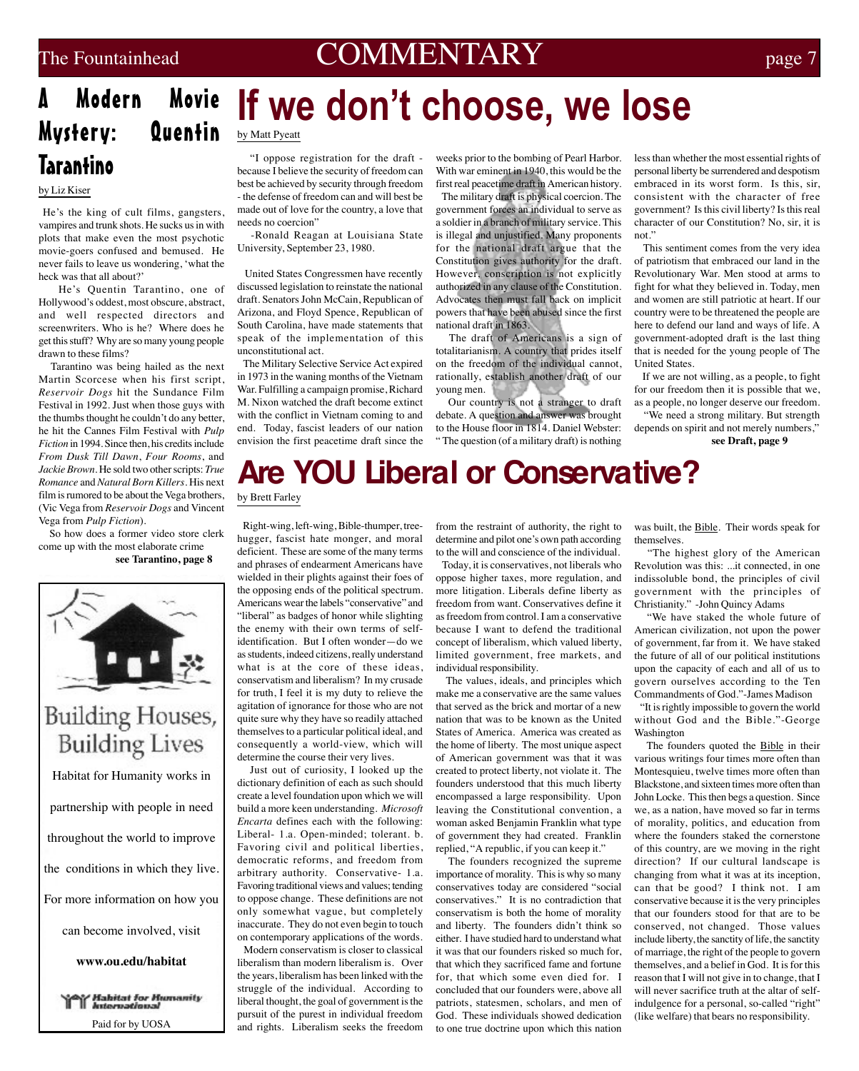# A Modern Movie Mystery: Quentin Tarantino

by Liz Kiser

He's the king of cult films, gangsters, vampires and trunk shots. He sucks us in with plots that make even the most psychotic movie-goers confused and bemused. He never fails to leave us wondering, 'what the heck was that all about?'

He's Quentin Tarantino, one of Hollywood's oddest, most obscure, abstract, and well respected directors and screenwriters. Who is he? Where does he get this stuff? Why are so many young people drawn to these films?

Tarantino was being hailed as the next Martin Scorcese when his first script, *Reservoir Dogs* hit the Sundance Film Festival in 1992. Just when those guys with the thumbs thought he couldn't do any better, he hit the Cannes Film Festival with *Pulp Fiction* in 1994. Since then, his credits include *From Dusk Till Dawn*, *Four Rooms*, and *Jackie Brown*. He sold two other scripts: *True Romance* and *Natural Born Killers*. His next film is rumored to be about the Vega brothers, (Vic Vega from *Reservoir Dogs* and Vincent Vega from *Pulp Fiction*).

So how does a former video store clerk come up with the most elaborate crime

**see Tarantino, page 8**

---

Building Houses, Building Lives

Habitat for Humanity works in partnership with people in need throughout the world to improve the conditions in which they live.

For more information on how you can become involved, visit

**www.ou.edu/habitat**

Habitat for Humanity International

Paid for by UOSA

---

# If we don't choose, we lose

by Matt Pyeatt

"I oppose registration for the draft - because I believe the security of freedom can best be achieved by security through freedom - the defense of freedom can and will best be made out of love for the country, a love that needs no coercion"

-Ronald Reagan at Louisiana State University, September 23, 1980.

United States Congressmen have recently discussed legislation to reinstate the national draft. Senators John McCain, Republican of Arizona, and Floyd Spence, Republican of South Carolina, have made statements that speak of the implementation of this unconstitutional act.

The Military Selective Service Act expired in 1973 in the waning months of the Vietnam War. Fulfilling a campaign promise, Richard M. Nixon watched the draft become extinct with the conflict in Vietnam coming to and end. Today, fascist leaders of our nation envision the first peacetime draft since the weeks prior to the bombing of Pearl Harbor. With war eminent in 1940, this would be the first real peacetime draft in American history.

The military draft is physical coercion. The government forces an individual to serve as a soldier in a branch of military service. This is illegal and unjustified. Many proponents for the national draft argue that the Constitution gives authority for the draft. However, conscription is not explicitly authorized in any clause of the Constitution. Advocates then must fall back on implicit powers that have been abused since the first national draft in 1863.

The draft of Americans is a sign of totalitarianism. A country that prides itself on the freedom of the individual cannot, rationally, establish another draft of our young men.

Our country is not a stranger to draft debate. A question and answer was brought to the House floor in 1814. Daniel Webster: "The question (of a military draft) is nothing less than whether the most essential rights of personal liberty be surrendered and despotism embraced in its worst form. Is this, sir, consistent with the character of free government? Is this civil liberty? Is this real character of our Constitution? No, sir, it is not."

This sentiment comes from the very idea of patriotism that embraced our land in the Revolutionary War. Men stood at arms to fight for what they believed in. Today, men and women are still patriotic at heart. If our country were to be threatened the people are here to defend our land and ways of life. A government-adopted draft is the last thing that is needed for the young people of The United States.

If we are not willing, as a people, to fight for our freedom then it is possible that we, as a people, no longer deserve our freedom.

"We need a strong military. But strength depends on spirit and not merely numbers,"

**see Draft, page 9**

---

# Are YOU Liberal or Conservative?

by Brett Farley

Right-wing, left-wing, Bible-thumper, tree-hugger, fascist hate monger, and moral deficient. These are some of the many terms and phrases of endearment Americans have wielded in their plights against their foes of the opposing ends of the political spectrum. Americans wear the labels "conservative" and "liberal" as badges of honor while slighting the enemy with their own terms of self-identification. But I often wonder—do we as students, indeed citizens, really understand what is at the core of these ideas, conservatism and liberalism? In my crusade for truth, I feel it is my duty to relieve the agitation of ignorance for those who are not quite sure why they have so readily attached themselves to a particular political ideal, and consequently a world-view, which will determine the course their very lives.

Just out of curiosity, I looked up the dictionary definition of each as such should create a level foundation upon which we will build a more keen understanding. *Microsoft Encarta* defines each with the following: Liberal- 1.a. Open-minded; tolerant. b. Favoring civil and political liberties, democratic reforms, and freedom from arbitrary authority. Conservative- 1.a. Favoring traditional views and values; tending to oppose change. These definitions are not only somewhat vague, but completely inaccurate. They do not even begin to touch on contemporary applications of the words.

Modern conservatism is closer to classical liberalism than modern liberalism is. Over the years, liberalism has been linked with the struggle of the individual. According to liberal thought, the goal of government is the pursuit of the purest in individual freedom and rights. Liberalism seeks the freedom from the restraint of authority, the right to determine and pilot one's own path according to the will and conscience of the individual.

Today, it is conservatives, not liberals who oppose higher taxes, more regulation, and more litigation. Liberals define liberty as freedom from want. Conservatives define it as freedom from control. I am a conservative because I want to defend the traditional concept of liberalism, which valued liberty, limited government, free markets, and individual responsibility.

The values, ideals, and principles which make me a conservative are the same values that served as the brick and mortar of a new nation that was to be known as the United States of America. America was created as the home of liberty. The most unique aspect of American government was that it was created to protect liberty, not violate it. The founders understood that this much liberty encompassed a large responsibility. Upon leaving the Constitutional convention, a woman asked Benjamin Franklin what type of government they had created. Franklin replied, "A republic, if you can keep it."

The founders recognized the supreme importance of morality. This is why so many conservatives today are considered "social conservatives." It is no contradiction that conservatism is both the home of morality and liberty. The founders didn't think so either. I have studied hard to understand what it was that our founders risked so much for, that which they sacrificed fame and fortune for, that which some even died for. I concluded that our founders were, above all patriots, statesmen, scholars, and men of God. These individuals showed dedication to one true doctrine upon which this nation was built, the Bible. Their words speak for themselves.

"The highest glory of the American Revolution was this: ...it connected, in one indissoluble bond, the principles of civil government with the principles of Christianity." -John Quincy Adams

"We have staked the whole future of American civilization, not upon the power of government, far from it. We have staked the future of all of our political institutions upon the capacity of each and all of us to govern ourselves according to the Ten Commandments of God."-James Madison

"It is rightly impossible to govern the world without God and the Bible."-George Washington

The founders quoted the Bible in their various writings four times more often than Montesquieu, twelve times more often than Blackstone, and sixteen times more often than John Locke. This then begs a question. Since we, as a nation, have moved so far in terms of morality, politics, and education from where the founders staked the cornerstone of this country, are we moving in the right direction? If our cultural landscape is changing from what it was at its inception, can that be good? I think not. I am conservative because it is the very principles that our founders stood for that are to be conserved, not changed. Those values include liberty, the sanctity of life, the sanctity of marriage, the right of the people to govern themselves, and a belief in God. It is for this reason that I will not give in to change, that I will never sacrifice truth at the altar of self-indulgence for a personal, so-called "right" (like welfare) that bears no responsibility.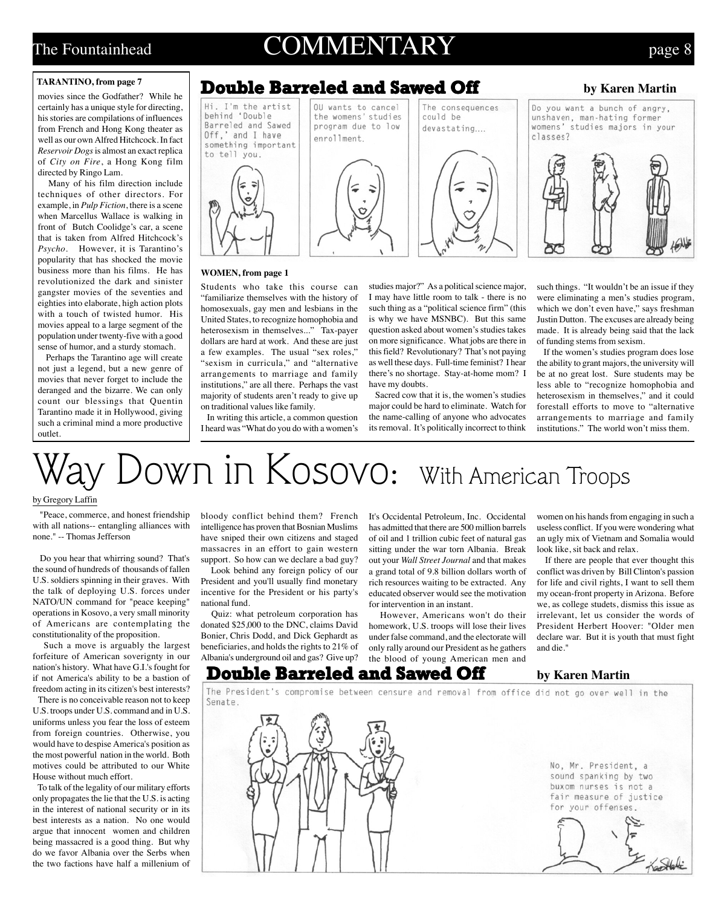**TARANTINO, from page 7**

movies since the Godfather? While he certainly has a unique style for directing, his stories are compilations of influences from French and Hong Kong theater as well as our own Alfred Hitchcock. In fact *Reservoir Dogs* is almost an exact replica of *City on Fire*, a Hong Kong film directed by Ringo Lam.

Many of his film direction include techniques of other directors. For example, in *Pulp Fiction*, there is a scene when Marcellus Wallace is walking in front of Butch Coolidge's car, a scene that is taken from Alfred Hitchcock's *Psycho*. However, it is Tarantino's popularity that has shocked the movie business more than his films. He has revolutionized the dark and sinister gangster movies of the seventies and eighties into elaborate, high action plots with a touch of twisted humor. His movies appeal to a large segment of the population under twenty-five with a good sense of humor, and a sturdy stomach.

Perhaps the Tarantino age will create not just a legend, but a new genre of movies that never forget to include the deranged and the bizarre. We can only count our blessings that Quentin Tarantino made it in Hollywood, giving such a criminal mind a more productive outlet.

## Double Barreled and Sawed Off

**by Karen Martin**

Hi. I'm the artist behind 'Double Barreled and Sawed Off,' and I have something important to tell you.

OU wants to cancel the womens' studies program due to low enrollment.

The consequences could be devastating....

Do you want a bunch of angry, unshaven, man-hating former womens' studies majors in your classes?

**WOMEN, from page 1**

Students who take this course can "familiarize themselves with the history of homosexuals, gay men and lesbians in the United States, to recognize homophobia and heterosexism in themselves..." Tax-payer dollars are hard at work. And these are just a few examples. The usual "sex roles," "sexism in curricula," and "alternative arrangements to marriage and family institutions," are all there. Perhaps the vast majority of students aren't ready to give up on traditional values like family.

In writing this article, a common question I heard was "What do you do with a women's studies major?" As a political science major, I may have little room to talk - there is no such thing as a "political science firm" (this is why we have MSNBC). But this same question asked about women's studies takes on more significance. What jobs are there in this field? Revolutionary? That's not paying as well these days. Full-time feminist? I hear there's no shortage. Stay-at-home mom? I have my doubts.

Sacred cow that it is, the women's studies major could be hard to eliminate. Watch for the name-calling of anyone who advocates its removal. It's politically incorrect to think such things. "It wouldn't be an issue if they were eliminating a men's studies program, which we don't even have," says freshman Justin Dutton. The excuses are already being made. It is already being said that the lack of funding stems from sexism.

If the women's studies program does lose the ability to grant majors, the university will be at no great lost. Sure students may be less able to "recognize homophobia and heterosexism in themselves," and it could forestall efforts to move to "alternative arrangements to marriage and family institutions." The world won't miss them.

# Way Down in Kosovo: With American Troops

by Gregory Laffin

"Peace, commerce, and honest friendship with all nations-- entangling alliances with none." -- Thomas Jefferson

Do you hear that whirring sound? That's the sound of hundreds of thousands of fallen U.S. soldiers spinning in their graves. With the talk of deploying U.S. forces under NATO/UN command for "peace keeping" operations in Kosovo, a very small minority of Americans are contemplating the constitutionality of the proposition.

Such a move is arguably the largest forfeiture of American soverignty in our nation's history. What have G.I.'s fought for if not America's ability to be a bastion of freedom acting in its citizen's best interests?

There is no conceivable reason not to keep U.S. troops under U.S. command and in U.S. uniforms unless you fear the loss of esteem from foreign countries. Otherwise, you would have to despise America's position as the most powerful nation in the world. Both motives could be attributed to our White House without much effort.

To talk of the legality of our military efforts only propagates the lie that the U.S. is acting in the interest of national security or in its best interests as a nation. No one would argue that innocent women and children being massacred is a good thing. But why do we favor Albania over the Serbs when the two factions have half a millenium of bloody conflict behind them? French intelligence has proven that Bosnian Muslims have sniped their own citizens and staged massacres in an effort to gain western support. So how can we declare a bad guy?

Look behind any foreign policy of our President and you'll usually find monetary incentive for the President or his party's national fund.

Quiz: what petroleum corporation has donated $25,000 to the DNC, claims David Bonier, Chris Dodd, and Dick Gephardt as beneficiaries, and holds the rights to 21% of Albania's underground oil and gas? Give up? It's Occidental Petroleum, Inc. Occidental has admitted that there are 500 million barrels of oil and 1 trillion cubic feet of natural gas sitting under the war torn Albania. Break out your *Wall Street Journal* and that makes a grand total of 9.8 billion dollars worth of rich resources waiting to be extracted. Any educated observer would see the motivation for intervention in an instant.

However, Americans won't do their homework, U.S. troops will lose their lives under false command, and the electorate will only rally around our President as he gathers the blood of young American men and women on his hands from engaging in such a useless conflict. If you were wondering what an ugly mix of Vietnam and Somalia would look like, sit back and relax.

If there are people that ever thought this conflict was driven by Bill Clinton's passion for life and civil rights, I want to sell them my ocean-front property in Arizona. Before we, as college studets, dismiss this issue as irrelevant, let us consider the words of President Herbert Hoover: "Older men declare war. But it is youth that must fight and die."

## Double Barreled and Sawed Off

**by Karen Martin**

The President's compromise between censure and removal from office did not go over well in the Senate.

No, Mr. President, a sound spanking by two buxom nurses is not a fair measure of justice for your offenses.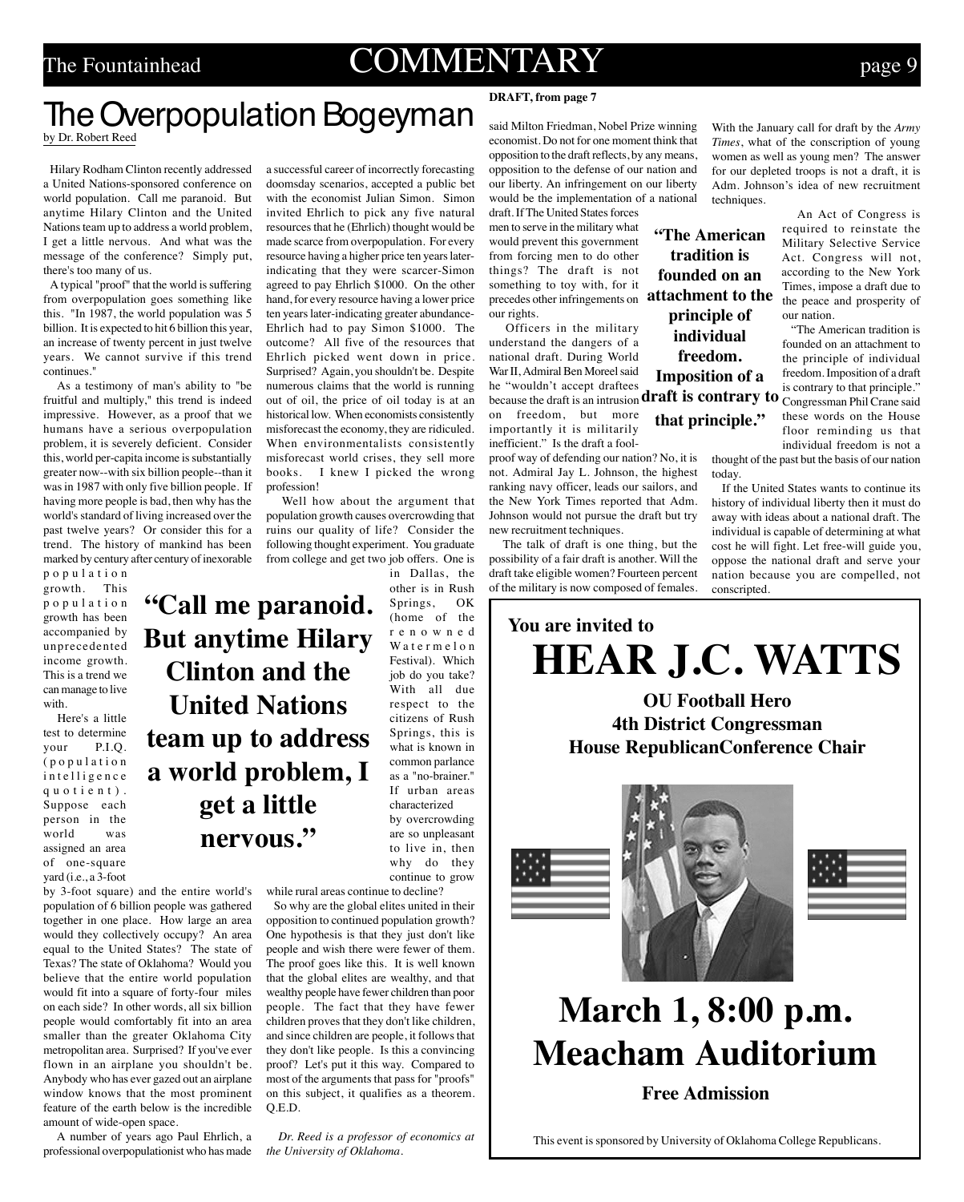# The Overpopulation Bogeyman

by Dr. Robert Reed

Hilary Rodham Clinton recently addressed a United Nations-sponsored conference on world population. Call me paranoid. But anytime Hilary Clinton and the United Nations team up to address a world problem, I get a little nervous. And what was the message of the conference? Simply put, there's too many of us.

A typical "proof" that the world is suffering from overpopulation goes something like this. "In 1987, the world population was 5 billion. It is expected to hit 6 billion this year, an increase of twenty percent in just twelve years. We cannot survive if this trend continues."

As a testimony of man's ability to "be fruitful and multiply," this trend is indeed impressive. However, as a proof that we humans have a serious overpopulation problem, it is severely deficient. Consider this, world per-capita income is substantially greater now--with six billion people--than it was in 1987 with only five billion people. If having more people is bad, then why has the world's standard of living increased over the past twelve years? Or consider this for a trend. The history of mankind has been marked by century after century of inexorable population growth. This population growth has been accompanied by unprecedented income growth. This is a trend we can manage to live with.

> **"Call me paranoid. But anytime Hilary Clinton and the United Nations team up to address a world problem, I get a little nervous."**

Here's a little test to determine your P.I.Q. (population intelligence quotient). Suppose each person in the world was assigned an area of one-square yard (i.e., a 3-foot by 3-foot square) and the entire world's population of 6 billion people was gathered together in one place. How large an area would they collectively occupy? An area equal to the United States? The state of Texas? The state of Oklahoma? Would you believe that the entire world population would fit into a square of forty-four miles on each side? In other words, all six billion people would comfortably fit into an area smaller than the greater Oklahoma City metropolitan area. Surprised? If you've ever flown in an airplane you shouldn't be. Anybody who has ever gazed out an airplane window knows that the most prominent feature of the earth below is the incredible amount of wide-open space.

A number of years ago Paul Ehrlich, a professional overpopulationist who has made a successful career of incorrectly forecasting doomsday scenarios, accepted a public bet with the economist Julian Simon. Simon invited Ehrlich to pick any five natural resources that he (Ehrlich) thought would be made scarce from overpopulation. For every resource having a higher price ten years later-indicating that they were scarcer-Simon agreed to pay Ehrlich $1000. On the other hand, for every resource having a lower price ten years later-indicating greater abundance-Ehrlich had to pay Simon $1000. The outcome? All five of the resources that Ehrlich picked went down in price. Surprised? Again, you shouldn't be. Despite numerous claims that the world is running out of oil, the price of oil today is at an historical low. When economists consistently misforecast the economy, they are ridiculed. When environmentalists consistently misforecast world crises, they sell more books. I knew I picked the wrong profession!

Well how about the argument that population growth causes overcrowding that ruins our quality of life? Consider the following thought experiment. You graduate from college and get two job offers. One is in Dallas, the other is in Rush Springs, OK (home of the renowned Watermelon Festival). Which job do you take? With all due respect to the citizens of Rush Springs, this is what is known in common parlance as a "no-brainer." If urban areas characterized by overcrowding are so unpleasant to live in, then why do they continue to grow while rural areas continue to decline?

So why are the global elites united in their opposition to continued population growth? One hypothesis is that they just don't like people and wish there were fewer of them. The proof goes like this. It is well known that the global elites are wealthy, and that wealthy people have fewer children than poor people. The fact that they have fewer children proves that they don't like children, and since children are people, it follows that they don't like people. Is this a convincing proof? Let's put it this way. Compared to most of the arguments that pass for "proofs" on this subject, it qualifies as a theorem. Q.E.D.

*Dr. Reed is a professor of economics at the University of Oklahoma.*

**DRAFT, from page 7**

said Milton Friedman, Nobel Prize winning economist. Do not for one moment think that opposition to the draft reflects, by any means, opposition to the defense of our nation and our liberty. An infringement on our liberty would be the implementation of a national draft. If The United States forces men to serve in the military what would prevent this government from forcing men to do other things? The draft is not something to toy with, for it precedes other infringements on our rights.

> **"The American tradition is founded on an attachment to the principle of individual freedom. Imposition of a draft is contrary to that principle."**

Officers in the military understand the dangers of a national draft. During World War II, Admiral Ben Moreel said he "wouldn't accept draftees because the draft is an intrusion on freedom, but more importantly it is militarily inefficient." Is the draft a fool-proof way of defending our nation? No, it is not. Admiral Jay L. Johnson, the highest ranking navy officer, leads our sailors, and the New York Times reported that Adm. Johnson would not pursue the draft but try new recruitment techniques.

The talk of draft is one thing, but the possibility of a fair draft is another. Will the draft take eligible women? Fourteen percent of the military is now composed of females. With the January call for draft by the *Army Times*, what of the conscription of young women as well as young men? The answer for our depleted troops is not a draft, it is Adm. Johnson's idea of new recruitment techniques.

An Act of Congress is required to reinstate the Military Selective Service Act. Congress will not, according to the New York Times, impose a draft due to the peace and prosperity of our nation.

"The American tradition is founded on an attachment to the principle of individual freedom. Imposition of a draft is contrary to that principle." Congressman Phil Crane said these words on the House floor reminding us that individual freedom is not a thought of the past but the basis of our nation today.

If the United States wants to continue its history of individual liberty then it must do away with ideas about a national draft. The individual is capable of determining at what cost he will fight. Let free-will guide you, oppose the national draft and serve your nation because you are compelled, not conscripted.

---

**You are invited to**

# HEAR J.C. WATTS

**OU Football Hero**
**4th District Congressman**
**House RepublicanConference Chair**

# March 1, 8:00 p.m.
# Meacham Auditorium

**Free Admission**

This event is sponsored by University of Oklahoma College Republicans.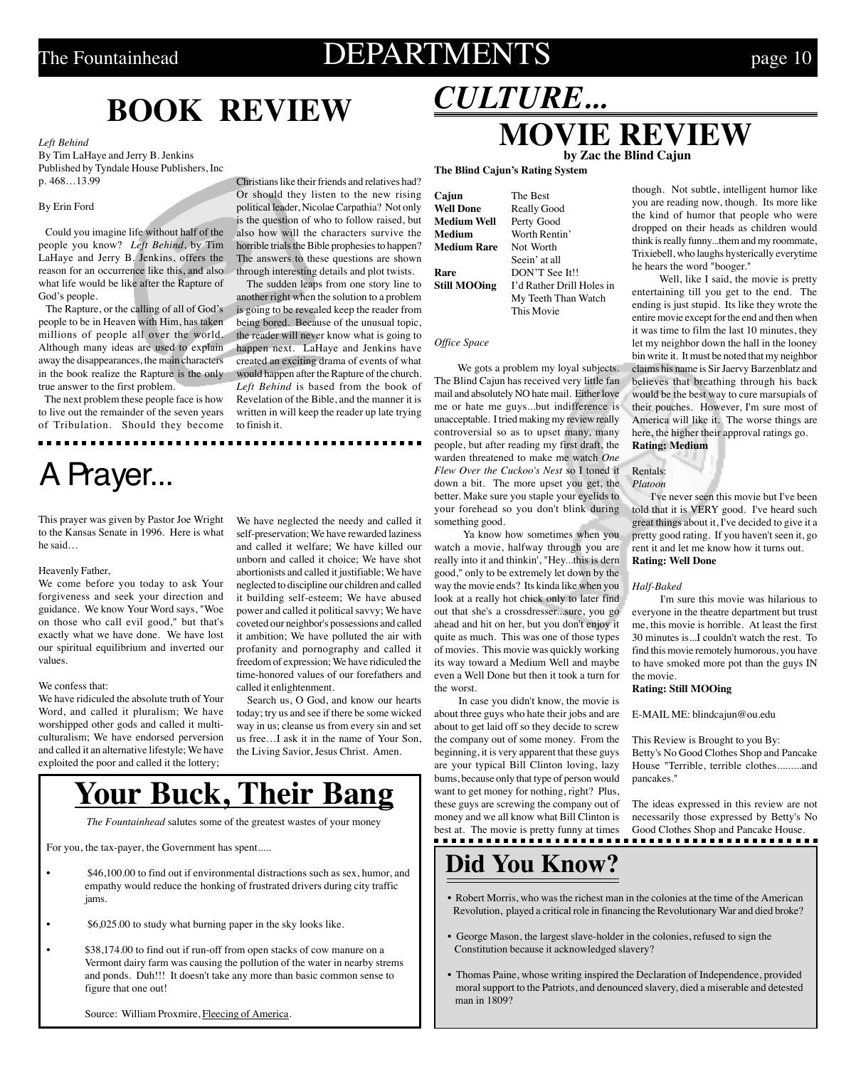## BOOK REVIEW

*Left Behind*
By Tim LaHaye and Jerry B. Jenkins
Published by Tyndale House Publishers, Inc
p. 468…13.99

By Erin Ford

Could you imagine life without half of the people you know? *Left Behind*, by Tim LaHaye and Jerry B. Jenkins, offers the reason for an occurrence like this, and also what life would be like after the Rapture of God's people.

The Rapture, or the calling of all of God's people to be in Heaven with Him, has taken millions of people all over the world. Although many ideas are used to explain away the disappearances, the main characters in the book realize the Rapture is the only true answer to the first problem.

The next problem these people face is how to live out the remainder of the seven years of Tribulation. Should they become Christians like their friends and relatives had? Or should they listen to the new rising political leader, Nicolae Carpathia? Not only is the question of who to follow raised, but also how will the characters survive the horrible trials the Bible prophesies to happen? The answers to these questions are shown through interesting details and plot twists.

The sudden leaps from one story line to another right when the solution to a problem is going to be revealed keep the reader from being bored. Because of the unusual topic, the reader will never know what is going to happen next. LaHaye and Jenkins have created an exciting drama of events of what would happen after the Rapture of the church. *Left Behind* is based from the book of Revelation of the Bible, and the manner it is written in will keep the reader up late trying to finish it.

## A Prayer...

This prayer was given by Pastor Joe Wright to the Kansas Senate in 1996. Here is what he said…

Heavenly Father,
We come before you today to ask Your forgiveness and seek your direction and guidance. We know Your Word says, "Woe on those who call evil good," but that's exactly what we have done. We have lost our spiritual equilibrium and inverted our values.

We confess that:
We have ridiculed the absolute truth of Your Word, and called it pluralism; We have worshipped other gods and called it multi-culturalism; We have endorsed perversion and called it an alternative lifestyle; We have exploited the poor and called it the lottery; We have neglected the needy and called it self-preservation; We have rewarded laziness and called it welfare; We have killed our unborn and called it choice; We have shot abortionists and called it justifiable; We have neglected to discipline our children and called it building self-esteem; We have abused power and called it political savvy; We have coveted our neighbor's possessions and called it ambition; We have polluted the air with profanity and pornography and called it freedom of expression; We have ridiculed the time-honored values of our forefathers and called it enlightenment.

Search us, O God, and know our hearts today; try us and see if there be some wicked way in us; cleanse us from every sin and set us free…I ask it in the name of Your Son, the Living Savior, Jesus Christ. Amen.

## Your Buck, Their Bang

*The Fountainhead* salutes some of the greatest wastes of your money

For you, the tax-payer, the Government has spent.....

- $46,100.00 to find out if environmental distractions such as sex, humor, and empathy would reduce the honking of frustrated drivers during city traffic jams.
- $6,025.00 to study what burning paper in the sky looks like.
- $38,174.00 to find out if run-off from open stacks of cow manure on a Vermont dairy farm was causing the pollution of the water in nearby strems and ponds. Duh!!! It doesn't take any more than basic common sense to figure that one out!

Source: William Proxmire, Fleecing of America.

# *CULTURE...*

## MOVIE REVIEW

**by Zac the Blind Cajun**

**The Blind Cajun's Rating System**

| | |
|---|---|
| **Cajun** | The Best |
| **Well Done** | Really Good |
| **Medium Well** | Perty Good |
| **Medium** | Worth Rentin' |
| **Medium Rare** | Not Worth Seein' at all |
| **Rare** | DON'T See It!! |
| **Still MOOing** | I'd Rather Drill Holes in My Teeth Than Watch This Movie |

*Office Space*

We gots a problem my loyal subjects. The Blind Cajun has received very little fan mail and absolutely NO hate mail. Either love me or hate me guys...but indifference is unacceptable. I tried making my review really controversial so as to upset many, many people, but after reading my first draft, the warden threatened to make me watch *One Flew Over the Cuckoo's Nest* so I toned it down a bit. The more upset you get, the better. Make sure you staple your eyelids to your forehead so you don't blink during something good.

Ya know how sometimes when you watch a movie, halfway through you are really into it and thinkin', "Hey...this is dern good," only to be extremely let down by the way the movie ends? Its kinda like when you look at a really hot chick only to later find out that she's a crossdresser...sure, you go ahead and hit on her, but you don't enjoy it quite as much. This was one of those types of movies. This movie was quickly working its way toward a Medium Well and maybe even a Well Done but then it took a turn for the worst.

In case you didn't know, the movie is about three guys who hate their jobs and are about to get laid off so they decide to screw the company out of some money. From the beginning, it is very apparent that these guys are your typical Bill Clinton loving, lazy bums, because only that type of person would want to get money for nothing, right? Plus, these guys are screwing the company out of money and we all know what Bill Clinton is best at. The movie is pretty funny at times though. Not subtle, intelligent humor like you are reading now, though. Its more like the kind of humor that people who were dropped on their heads as children would think is really funny...them and my roommate, Trixiebell, who laughs hysterically everytime he hears the word "booger."

Well, like I said, the movie is pretty entertaining till you get to the end. The ending is just stupid. Its like they wrote the entire movie except for the end and then when it was time to film the last 10 minutes, they let my neighbor down the hall in the looney bin write it. It must be noted that my neighbor claims his name is Sir Jaervy Barzenblatz and believes that breathing through his back would be the best way to cure marsupials of their pouches. However, I'm sure most of America will like it. The worse things are here, the higher their approval ratings go.
**Rating: Medium**

Rentals:
*Platoon*

I've never seen this movie but I've been told that it is VERY good. I've heard such great things about it, I've decided to give it a pretty good rating. If you haven't seen it, go rent it and let me know how it turns out.
**Rating: Well Done**

*Half-Baked*

I'm sure this movie was hilarious to everyone in the theatre department but trust me, this movie is horrible. At least the first 30 minutes is...I couldn't watch the rest. To find this movie remotely humorous, you have to have smoked more pot than the guys IN the movie.
**Rating: Still MOOing**

E-MAIL ME: blindcajun@ou.edu

This Review is Brought to you By:
Betty's No Good Clothes Shop and Pancake House "Terrible, terrible clothes.........and pancakes."

The ideas expressed in this review are not necessarily those expressed by Betty's No Good Clothes Shop and Pancake House.

## Did You Know?

- Robert Morris, who was the richest man in the colonies at the time of the American Revolution, played a critical role in financing the Revolutionary War and died broke?
- George Mason, the largest slave-holder in the colonies, refused to sign the Constitution because it acknowledged slavery?
- Thomas Paine, whose writing inspired the Declaration of Independence, provided moral support to the Patriots, and denounced slavery, died a miserable and detested man in 1809?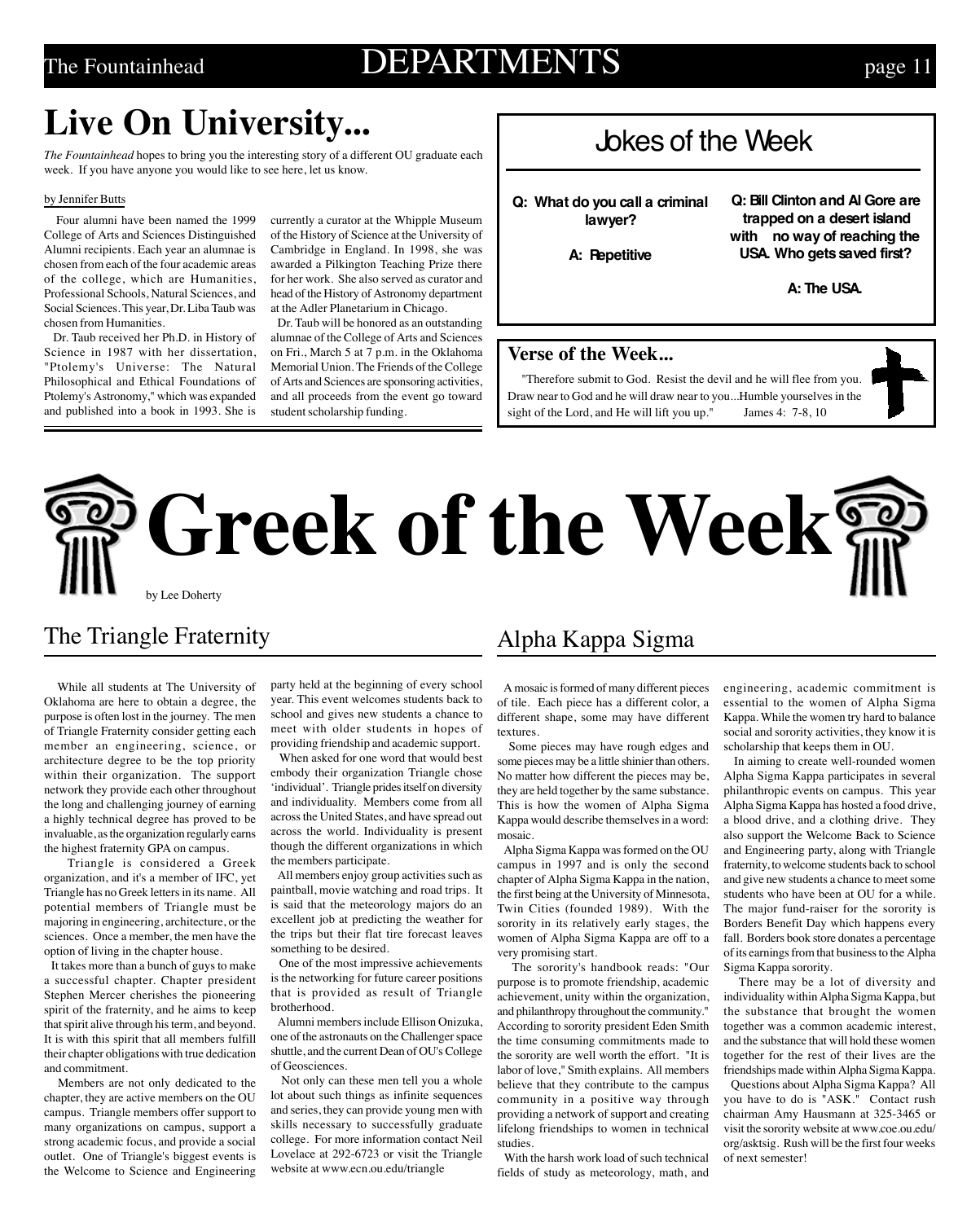# Live On University...

*The Fountainhead* hopes to bring you the interesting story of a different OU graduate each week. If you have anyone you would like to see here, let us know.

by Jennifer Butts

Four alumni have been named the 1999 College of Arts and Sciences Distinguished Alumni recipients. Each year an alumnae is chosen from each of the four academic areas of the college, which are Humanities, Professional Schools, Natural Sciences, and Social Sciences. This year, Dr. Liba Taub was chosen from Humanities.

Dr. Taub received her Ph.D. in History of Science in 1987 with her dissertation, "Ptolemy's Universe: The Natural Philosophical and Ethical Foundations of Ptolemy's Astronomy," which was expanded and published into a book in 1993. She is currently a curator at the Whipple Museum of the History of Science at the University of Cambridge in England. In 1998, she was awarded a Pilkington Teaching Prize there for her work. She also served as curator and head of the History of Astronomy department at the Adler Planetarium in Chicago.

Dr. Taub will be honored as an outstanding alumnae of the College of Arts and Sciences on Fri., March 5 at 7 p.m. in the Oklahoma Memorial Union. The Friends of the College of Arts and Sciences are sponsoring activities, and all proceeds from the event go toward student scholarship funding.

## Jokes of the Week

**Q: What do you call a criminal lawyer?**

**A: Repetitive**

**Q: Bill Clinton and Al Gore are trapped on a desert island with no way of reaching the USA. Who gets saved first?**

**A: The USA.**

## Verse of the Week...

"Therefore submit to God. Resist the devil and he will flee from you. Draw near to God and he will draw near to you...Humble yourselves in the sight of the Lord, and He will lift you up." James 4: 7-8, 10

# Greek of the Week

by Lee Doherty

## The Triangle Fraternity

While all students at The University of Oklahoma are here to obtain a degree, the purpose is often lost in the journey. The men of Triangle Fraternity consider getting each member an engineering, science, or architecture degree to be the top priority within their organization. The support network they provide each other throughout the long and challenging journey of earning a highly technical degree has proved to be invaluable, as the organization regularly earns the highest fraternity GPA on campus.

Triangle is considered a Greek organization, and it's a member of IFC, yet Triangle has no Greek letters in its name. All potential members of Triangle must be majoring in engineering, architecture, or the sciences. Once a member, the men have the option of living in the chapter house.

It takes more than a bunch of guys to make a successful chapter. Chapter president Stephen Mercer cherishes the pioneering spirit of the fraternity, and he aims to keep that spirit alive through his term, and beyond. It is with this spirit that all members fulfill their chapter obligations with true dedication and commitment.

Members are not only dedicated to the chapter, they are active members on the OU campus. Triangle members offer support to many organizations on campus, support a strong academic focus, and provide a social outlet. One of Triangle's biggest events is the Welcome to Science and Engineering party held at the beginning of every school year. This event welcomes students back to school and gives new students a chance to meet with older students in hopes of providing friendship and academic support.

When asked for one word that would best embody their organization Triangle chose 'individual'. Triangle prides itself on diversity and individuality. Members come from all across the United States, and have spread out across the world. Individuality is present though the different organizations in which the members participate.

All members enjoy group activities such as paintball, movie watching and road trips. It is said that the meteorology majors do an excellent job at predicting the weather for the trips but their flat tire forecast leaves something to be desired.

One of the most impressive achievements is the networking for future career positions that is provided as result of Triangle brotherhood.

Alumni members include Ellison Onizuka, one of the astronauts on the Challenger space shuttle, and the current Dean of OU's College of Geosciences.

Not only can these men tell you a whole lot about such things as infinite sequences and series, they can provide young men with skills necessary to successfully graduate college. For more information contact Neil Lovelace at 292-6723 or visit the Triangle website at www.ecn.ou.edu/triangle

## Alpha Kappa Sigma

A mosaic is formed of many different pieces of tile. Each piece has a different color, a different shape, some may have different textures.

Some pieces may have rough edges and some pieces may be a little shinier than others. No matter how different the pieces may be, they are held together by the same substance. This is how the women of Alpha Sigma Kappa would describe themselves in a word: mosaic.

Alpha Sigma Kappa was formed on the OU campus in 1997 and is only the second chapter of Alpha Sigma Kappa in the nation, the first being at the University of Minnesota, Twin Cities (founded 1989). With the sorority in its relatively early stages, the women of Alpha Sigma Kappa are off to a very promising start.

The sorority's handbook reads: "Our purpose is to promote friendship, academic achievement, unity within the organization, and philanthropy throughout the community." According to sorority president Eden Smith the time consuming commitments made to the sorority are well worth the effort. "It is labor of love," Smith explains. All members believe that they contribute to the campus community in a positive way through providing a network of support and creating lifelong friendships to women in technical studies.

With the harsh work load of such technical fields of study as meteorology, math, and engineering, academic commitment is essential to the women of Alpha Sigma Kappa. While the women try hard to balance social and sorority activities, they know it is scholarship that keeps them in OU.

In aiming to create well-rounded women Alpha Sigma Kappa participates in several philanthropic events on campus. This year Alpha Sigma Kappa has hosted a food drive, a blood drive, and a clothing drive. They also support the Welcome Back to Science and Engineering party, along with Triangle fraternity, to welcome students back to school and give new students a chance to meet some students who have been at OU for a while. The major fund-raiser for the sorority is Borders Benefit Day which happens every fall. Borders book store donates a percentage of its earnings from that business to the Alpha Sigma Kappa sorority.

There may be a lot of diversity and individuality within Alpha Sigma Kappa, but the substance that brought the women together was a common academic interest, and the substance that will hold these women together for the rest of their lives are the friendships made within Alpha Sigma Kappa.

Questions about Alpha Sigma Kappa? All you have to do is "ASK." Contact rush chairman Amy Hausmann at 325-3465 or visit the sorority website at www.coe.ou.edu/org/asktsig. Rush will be the first four weeks of next semester!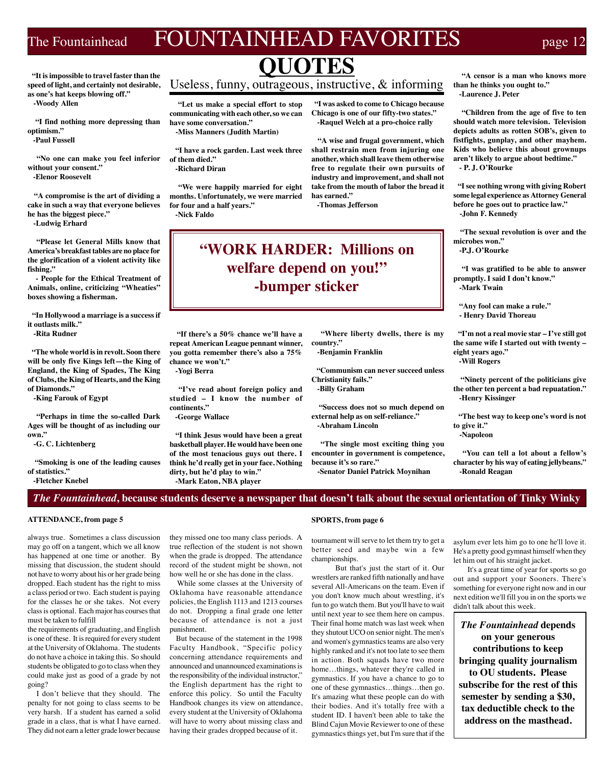# FOUNTAINHEAD FAVORITES

## QUOTES

Useless, funny, outrageous, instructive, & informing

**"It is impossible to travel faster than the speed of light, and certainly not desirable, as one's hat keeps blowing off."**
**-Woody Allen**

**"I find nothing more depressing than optimism."**
**-Paul Fussell**

**"No one can make you feel inferior without your consent."**
**-Elenor Roosevelt**

**"A compromise is the art of dividing a cake in such a way that everyone believes he has the biggest piece."**
**-Ludwig Erhard**

**"Please let General Mills know that America's breakfast tables are no place for the glorification of a violent activity like fishing."**
**- People for the Ethical Treatment of Animals, online, criticizing "Wheaties" boxes showing a fisherman.**

**"In Hollywood a marriage is a success if it outlasts milk."**
**-Rita Rudner**

**"The whole world is in revolt. Soon there will be only five Kings left—the King of England, the King of Spades, The King of Clubs, the King of Hearts, and the King of Diamonds."**
**-King Farouk of Egypt**

**"Perhaps in time the so-called Dark Ages will be thought of as including our own."**
**-G. C. Lichtenberg**

**"Smoking is one of the leading causes of statistics."**
**-Fletcher Knebel**

**"Let us make a special effort to stop communicating with each other, so we can have some conversation."**
**-Miss Manners (Judith Martin)**

**"I have a rock garden. Last week three of them died."**
**-Richard Diran**

**"We were happily married for eight months. Unfortunately, we were married for four and a half years."**
**-Nick Faldo**

**"I was asked to come to Chicago because Chicago is one of our fifty-two states."**
**-Raquel Welch at a pro-choice rally**

**"A wise and frugal government, which shall restrain men from injuring one another, which shall leave them otherwise free to regulate their own pursuits of industry and improvement, and shall not take from the mouth of labor the bread it has earned."**
**-Thomas Jefferson**

**"WORK HARDER: Millions on welfare depend on you!"**
**-bumper sticker**

**"If there's a 50% chance we'll have a repeat American League pennant winner, you gotta remember there's also a 75% chance we won't."**
**-Yogi Berra**

**"I've read about foreign policy and studied – I know the number of continents."**
**-George Wallace**

**"I think Jesus would have been a great basketball player. He would have been one of the most tenacious guys out there. I think he'd really get in your face. Nothing dirty, but he'd play to win."**
**-Mark Eaton, NBA player**

**"Where liberty dwells, there is my country."**
**-Benjamin Franklin**

**"Communism can never succeed unless Christianity fails."**
**-Billy Graham**

**"Success does not so much depend on external help as on self-reliance."**
**-Abraham Lincoln**

**"The single most exciting thing you encounter in government is competence, because it's so rare."**
**-Senator Daniel Patrick Moynihan**

**"A censor is a man who knows more than he thinks you ought to."**
**-Laurence J. Peter**

**"Children from the age of five to ten should watch more television. Television depicts adults as rotten SOB's, given to fistfights, gunplay, and other mayhem. Kids who believe this about grownups aren't likely to argue about bedtime."**
**- P. J. O'Rourke**

**"I see nothing wrong with giving Robert some legal experience as Attorney General before he goes out to practice law."**
**-John F. Kennedy**

**"The sexual revolution is over and the microbes won."**
**-P.J. O'Rourke**

**"I was gratified to be able to answer promptly. I said I don't know."**
**-Mark Twain**

**"Any fool can make a rule."**
**- Henry David Thoreau**

**"I'm not a real movie star – I've still got the same wife I started out with twenty – eight years ago."**
**-Will Rogers**

**"Ninety percent of the politicians give the other ten percent a bad repuatation."**
**-Henry Kissinger**

**"The best way to keep one's word is not to give it."**
**-Napoleon**

**"You can tell a lot about a fellow's character by his way of eating jellybeans."**
**-Ronald Reagan**

***The Fountainhead*, because students deserve a newspaper that doesn't talk about the sexual orientation of Tinky Winky**

**ATTENDANCE, from page 5**

always true. Sometimes a class discussion may go off on a tangent, which we all know has happened at one time or another. By missing that discussion, the student should not have to worry about his or her grade being dropped. Each student has the right to miss a class period or two. Each student is paying for the classes he or she takes. Not every class is optional. Each major has courses that must be taken to fulfill the requirements of graduating, and English is one of these. It is required for every student at the University of Oklahoma. The students do not have a choice in taking this. So should students be obligated to go to class when they could make just as good of a grade by not going?

I don't believe that they should. The penalty for not going to class seems to be very harsh. If a student has earned a solid grade in a class, that is what I have earned. They did not earn a letter grade lower because they missed one too many class periods. A true reflection of the student is not shown when the grade is dropped. The attendance record of the student might be shown, not how well he or she has done in the class.

While some classes at the University of Oklahoma have reasonable attendance policies, the English 1113 and 1213 courses do not. Dropping a final grade one letter because of attendance is not a just punishment.

But because of the statement in the 1998 Faculty Handbook, "Specific policy concerning attendance requirements and announced and unannounced examinations is the responsibility of the individual instructor," the English department has the right to enforce this policy. So until the Faculty Handbook changes its view on attendance, every student at the University of Oklahoma will have to worry about missing class and having their grades dropped because of it.

**SPORTS, from page 6**

tournament will serve to let them try to get a better seed and maybe win a few championships.

But that's just the start of it. Our wrestlers are ranked fifth nationally and have several All-Americans on the team. Even if you don't know much about wrestling, it's fun to go watch them. But you'll have to wait until next year to see them here on campus. Their final home match was last week when they shutout UCO on senior night. The men's and women's gymnastics teams are also very highly ranked and it's not too late to see them in action. Both squads have two more home…things, whatever they're called in gymnastics. If you have a chance to go to one of these gymnastics…things…then go. It's amazing what these people can do with their bodies. And it's totally free with a student ID. I haven't been able to take the Blind Cajun Movie Reviewer to one of these gymnastics things yet, but I'm sure that if the asylum ever lets him go to one he'll love it. He's a pretty good gymnast himself when they let him out of his straight jacket.

It's a great time of year for sports so go out and support your Sooners. There's something for everyone right now and in our next edition we'll fill you in on the sports we didn't talk about this week.

***The Fountainhead* depends on your generous contributions to keep bringing quality journalism to OU students. Please subscribe for the rest of this semester by sending a $30, tax deductible check to the address on the masthead.**